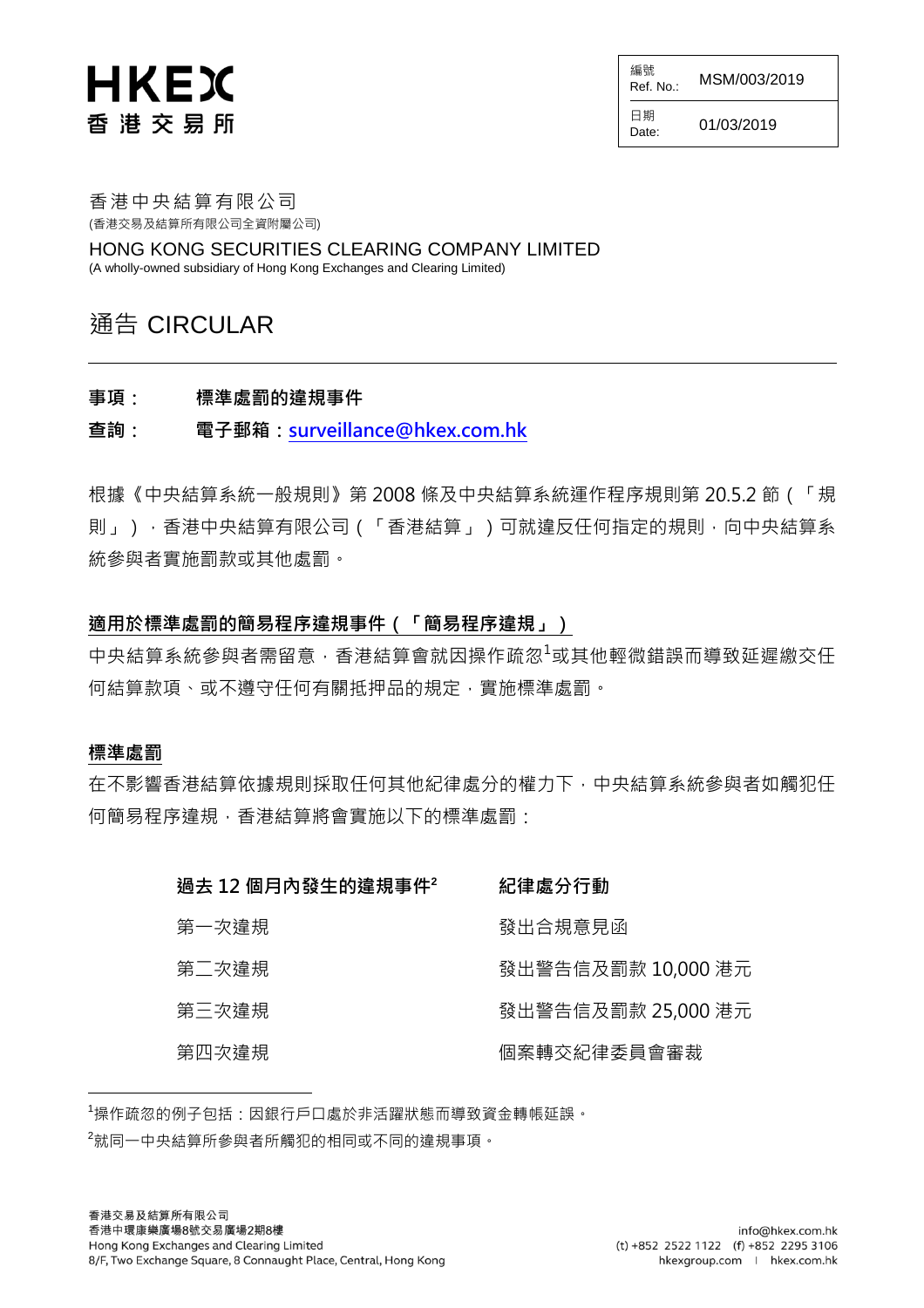HKEX 香港交易所

| 編號 Ref. No.: | MSM/003/2019 |
|---|---|
| 日期 Date: | 01/03/2019 |

香港中央結算有限公司
(香港交易及結算所有限公司全資附屬公司)

HONG KONG SECURITIES CLEARING COMPANY LIMITED
(A wholly-owned subsidiary of Hong Kong Exchanges and Clearing Limited)

# 通告 CIRCULAR

**事項：** **標準處罰的違規事件**

**查詢：** **電子郵箱：surveillance@hkex.com.hk**

根據《中央結算系統一般規則》第 2008 條及中央結算系統運作程序規則第 20.5.2 節（「規則」），香港中央結算有限公司（「香港結算」）可就違反任何指定的規則，向中央結算系統參與者實施罰款或其他處罰。

**適用於標準處罰的簡易程序違規事件（「簡易程序違規」）**

中央結算系統參與者需留意，香港結算會就因操作疏忽[1]或其他輕微錯誤而導致延遲繳交任何結算款項、或不遵守任何有關抵押品的規定，實施標準處罰。

**標準處罰**

在不影響香港結算依據規則採取任何其他紀律處分的權力下，中央結算系統參與者如觸犯任何簡易程序違規，香港結算將會實施以下的標準處罰：

| 過去 12 個月內發生的違規事件[2] | 紀律處分行動 |
|---|---|
| 第一次違規 | 發出合規意見函 |
| 第二次違規 | 發出警告信及罰款 10,000 港元 |
| 第三次違規 | 發出警告信及罰款 25,000 港元 |
| 第四次違規 | 個案轉交紀律委員會審裁 |

[1]操作疏忽的例子包括：因銀行戶口處於非活躍狀態而導致資金轉帳延誤。

[2]就同一中央結算所參與者所觸犯的相同或不同的違規事項。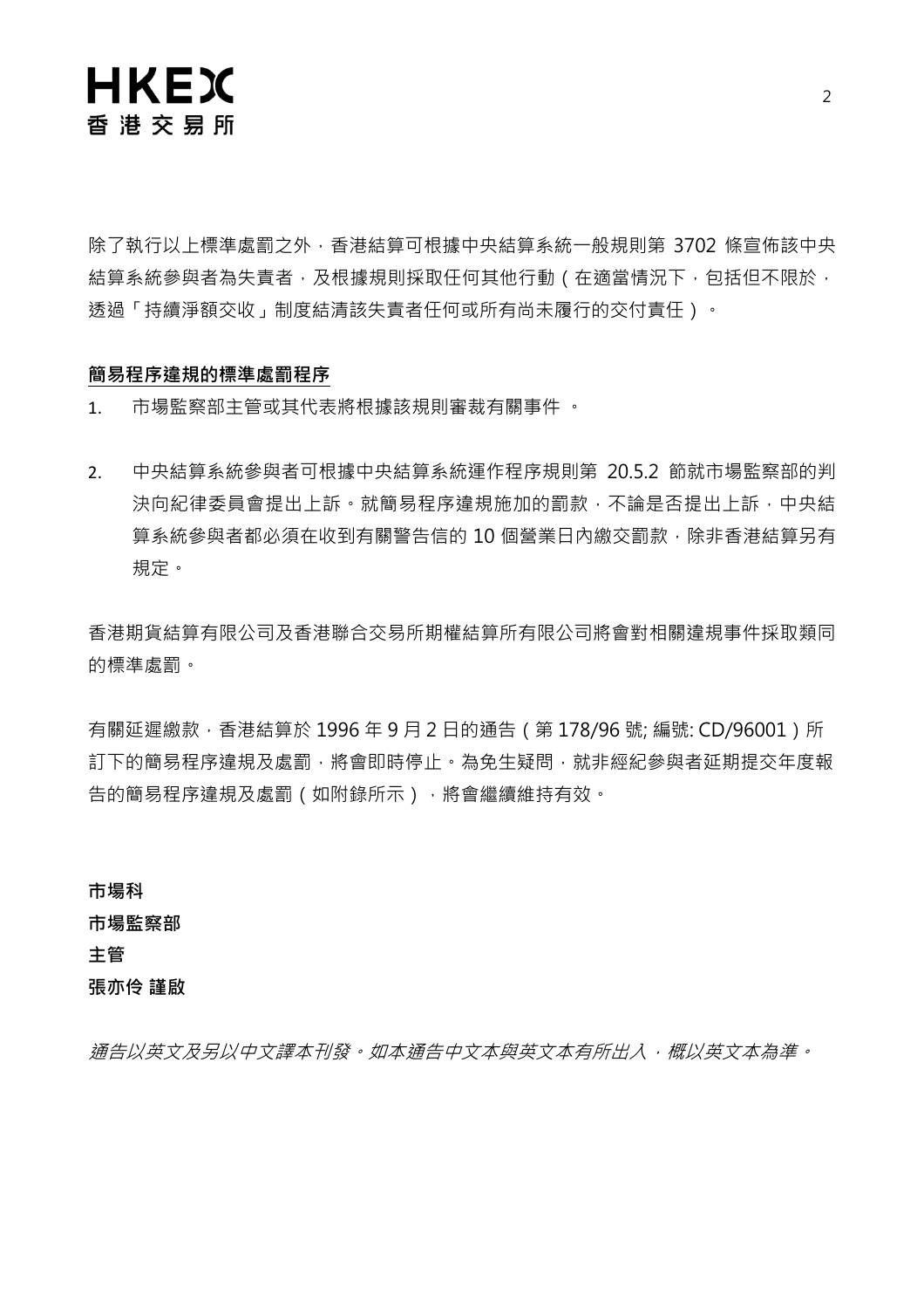除了執行以上標準處罰之外，香港結算可根據中央結算系統一般規則第 3702 條宣佈該中央結算系統參與者為失責者，及根據規則採取任何其他行動（在適當情況下，包括但不限於，透過「持續淨額交收」制度結清該失責者任何或所有尚未履行的交付責任）。

**簡易程序違規的標準處罰程序**

1. 市場監察部主管或其代表將根據該規則審裁有關事件 。

2. 中央結算系統參與者可根據中央結算系統運作程序規則第 20.5.2 節就市場監察部的判決向紀律委員會提出上訴。就簡易程序違規施加的罰款，不論是否提出上訴，中央結算系統參與者都必須在收到有關警告信的 10 個營業日內繳交罰款，除非香港結算另有規定。

香港期貨結算有限公司及香港聯合交易所期權結算所有限公司將會對相關違規事件採取類同的標準處罰。

有關延遲繳款，香港結算於 1996 年 9 月 2 日的通告（第 178/96 號; 編號: CD/96001）所訂下的簡易程序違規及處罰，將會即時停止。為免生疑問，就非經紀參與者延期提交年度報告的簡易程序違規及處罰（如附錄所示），將會繼續維持有效。

**市場科**
**市場監察部**
**主管**
**張亦伶 謹啟**

*通告以英文及另以中文譯本刊發。如本通告中文本與英文本有所出入，概以英文本為準。*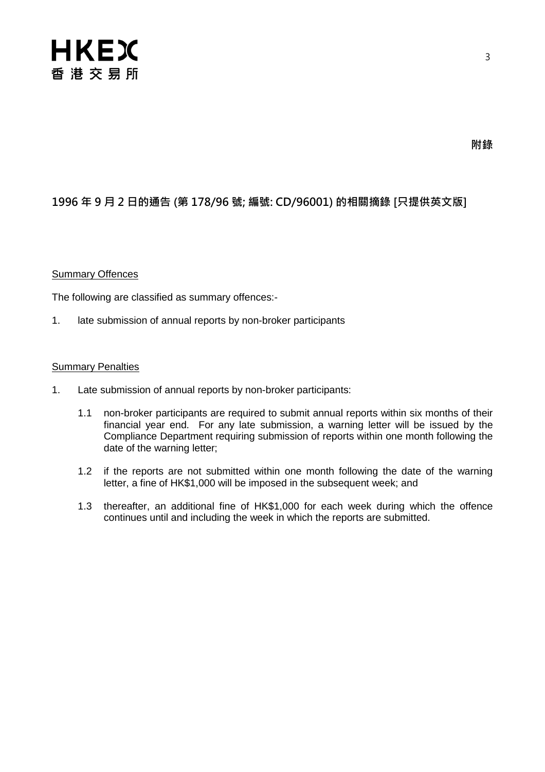附錄

## 1996 年 9 月 2 日的通告 (第 178/96 號; 編號: CD/96001) 的相關摘錄 [只提供英文版]

<u>Summary Offences</u>

The following are classified as summary offences:-

1. late submission of annual reports by non-broker participants

<u>Summary Penalties</u>

1. Late submission of annual reports by non-broker participants:

   1.1 non-broker participants are required to submit annual reports within six months of their financial year end. For any late submission, a warning letter will be issued by the Compliance Department requiring submission of reports within one month following the date of the warning letter;

   1.2 if the reports are not submitted within one month following the date of the warning letter, a fine of HK$1,000 will be imposed in the subsequent week; and

   1.3 thereafter, an additional fine of HK$1,000 for each week during which the offence continues until and including the week in which the reports are submitted.